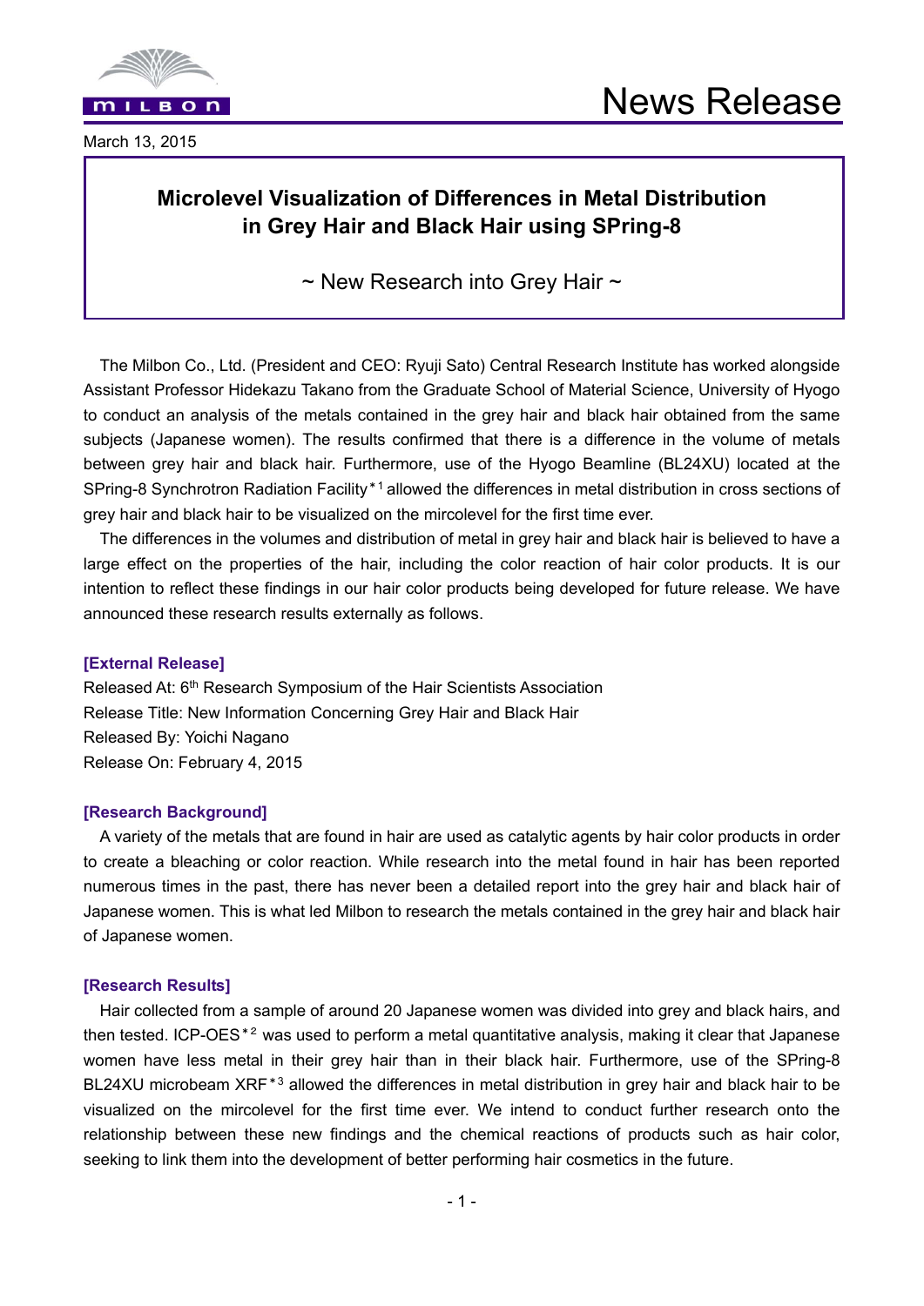MILBON

# News Release

March 13, 2015

## Microlevel Visualization of Differences in Metal Distribution in Grey Hair and Black Hair using SPring-8

~ New Research into Grey Hair ~

The Milbon Co., Ltd. (President and CEO: Ryuji Sato) Central Research Institute has worked alongside Assistant Professor Hidekazu Takano from the Graduate School of Material Science, University of Hyogo to conduct an analysis of the metals contained in the grey hair and black hair obtained from the same subjects (Japanese women). The results confirmed that there is a difference in the volume of metals between grey hair and black hair. Furthermore, use of the Hyogo Beamline (BL24XU) located at the SPring-8 Synchrotron Radiation Facility*1 allowed the differences in metal distribution in cross sections of grey hair and black hair to be visualized on the mircolevel for the first time ever.

The differences in the volumes and distribution of metal in grey hair and black hair is believed to have a large effect on the properties of the hair, including the color reaction of hair color products. It is our intention to reflect these findings in our hair color products being developed for future release. We have announced these research results externally as follows.

**[External Release]**

Released At: 6th Research Symposium of the Hair Scientists Association
Release Title: New Information Concerning Grey Hair and Black Hair
Released By: Yoichi Nagano
Release On: February 4, 2015

**[Research Background]**

A variety of the metals that are found in hair are used as catalytic agents by hair color products in order to create a bleaching or color reaction. While research into the metal found in hair has been reported numerous times in the past, there has never been a detailed report into the grey hair and black hair of Japanese women. This is what led Milbon to research the metals contained in the grey hair and black hair of Japanese women.

**[Research Results]**

Hair collected from a sample of around 20 Japanese women was divided into grey and black hairs, and then tested. ICP-OES*2 was used to perform a metal quantitative analysis, making it clear that Japanese women have less metal in their grey hair than in their black hair. Furthermore, use of the SPring-8 BL24XU microbeam XRF*3 allowed the differences in metal distribution in grey hair and black hair to be visualized on the mircolevel for the first time ever. We intend to conduct further research onto the relationship between these new findings and the chemical reactions of products such as hair color, seeking to link them into the development of better performing hair cosmetics in the future.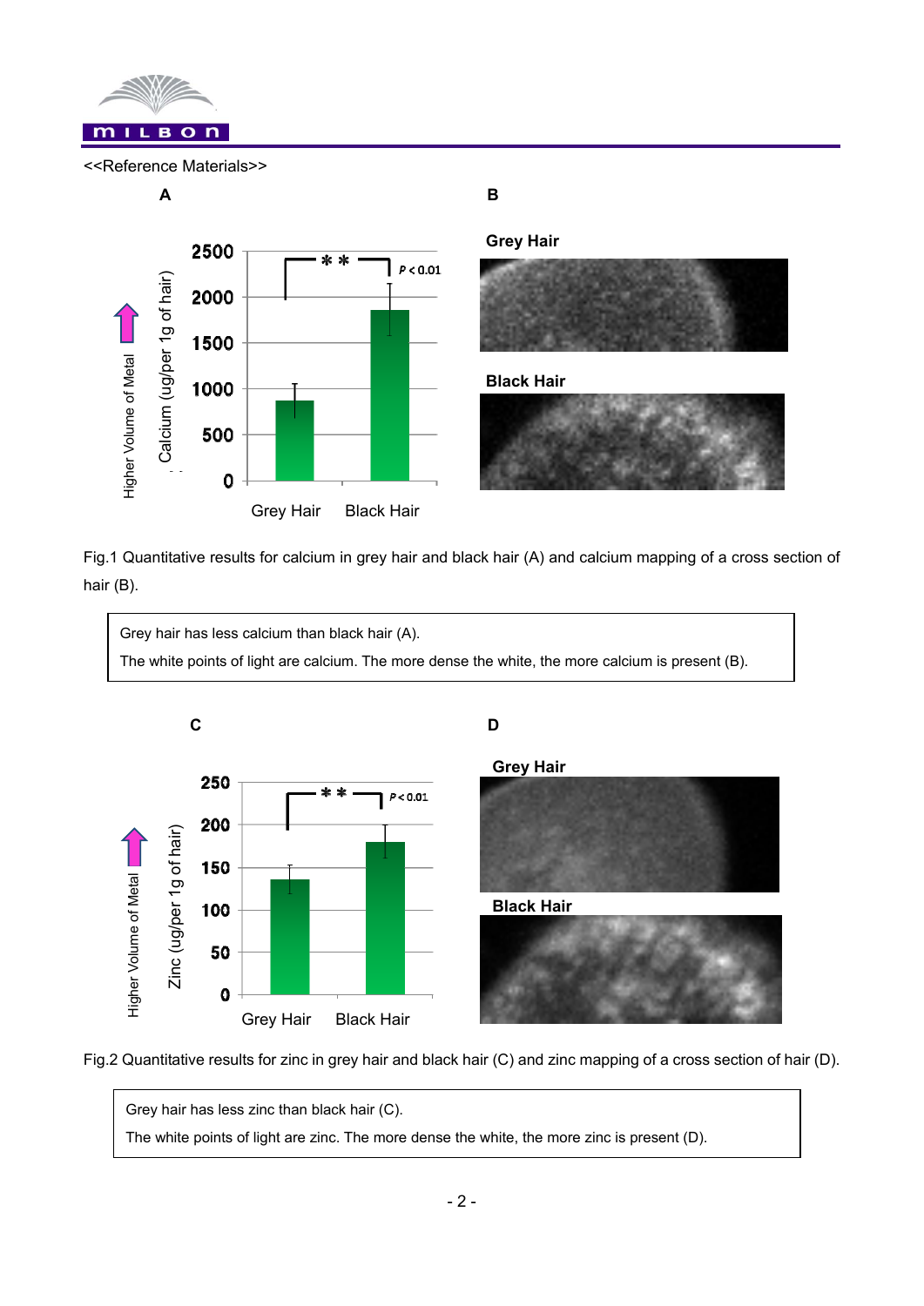<<Reference Materials>>

Fig.1 Quantitative results for calcium in grey hair and black hair (A) and calcium mapping of a cross section of hair (B).

> Grey hair has less calcium than black hair (A).
> The white points of light are calcium. The more dense the white, the more calcium is present (B).

Fig.2 Quantitative results for zinc in grey hair and black hair (C) and zinc mapping of a cross section of hair (D).

> Grey hair has less zinc than black hair (C).
> The white points of light are zinc. The more dense the white, the more zinc is present (D).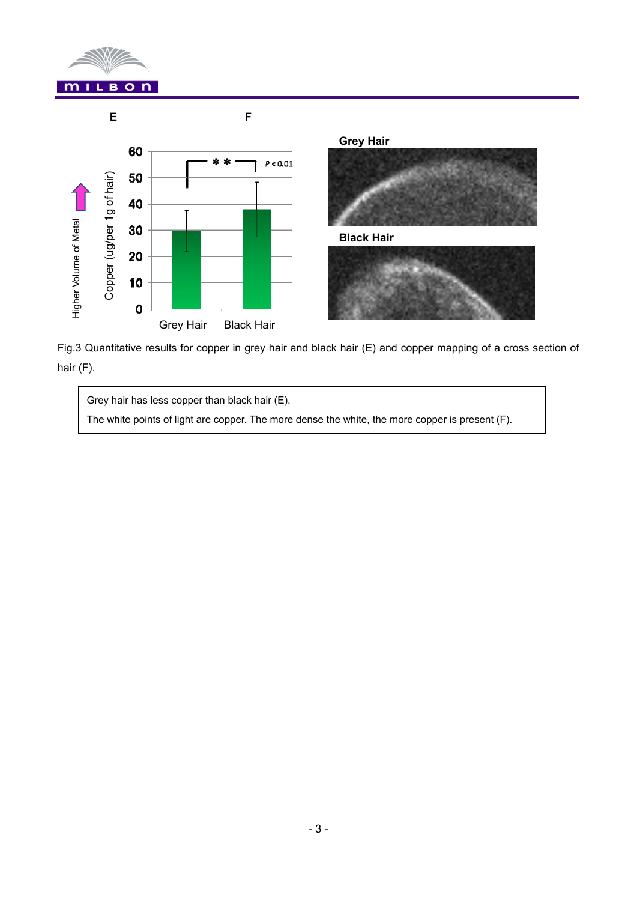E

F

Fig.3 Quantitative results for copper in grey hair and black hair (E) and copper mapping of a cross section of hair (F).

| Grey hair has less copper than black hair (E). The white points of light are copper. The more dense the white, the more copper is present (F). |
|---|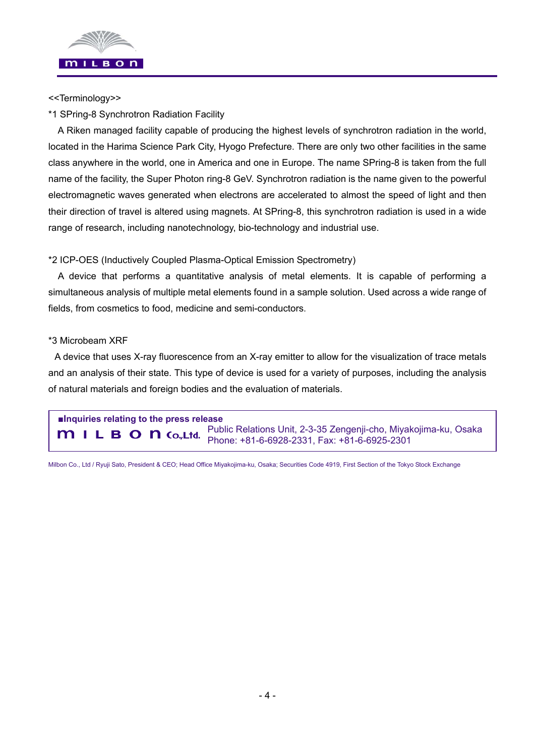<<Terminology>>

*1 SPring-8 Synchrotron Radiation Facility

A Riken managed facility capable of producing the highest levels of synchrotron radiation in the world, located in the Harima Science Park City, Hyogo Prefecture. There are only two other facilities in the same class anywhere in the world, one in America and one in Europe. The name SPring-8 is taken from the full name of the facility, the Super Photon ring-8 GeV. Synchrotron radiation is the name given to the powerful electromagnetic waves generated when electrons are accelerated to almost the speed of light and then their direction of travel is altered using magnets. At SPring-8, this synchrotron radiation is used in a wide range of research, including nanotechnology, bio-technology and industrial use.

*2 ICP-OES (Inductively Coupled Plasma-Optical Emission Spectrometry)

A device that performs a quantitative analysis of metal elements. It is capable of performing a simultaneous analysis of multiple metal elements found in a sample solution. Used across a wide range of fields, from cosmetics to food, medicine and semi-conductors.

*3 Microbeam XRF

A device that uses X-ray fluorescence from an X-ray emitter to allow for the visualization of trace metals and an analysis of their state. This type of device is used for a variety of purposes, including the analysis of natural materials and foreign bodies and the evaluation of materials.

**■Inquiries relating to the press release**

MILBON Co.,Ltd. Public Relations Unit, 2-3-35 Zengenji-cho, Miyakojima-ku, Osaka
Phone: +81-6-6928-2331, Fax: +81-6-6925-2301

Milbon Co., Ltd / Ryuji Sato, President & CEO; Head Office Miyakojima-ku, Osaka; Securities Code 4919, First Section of the Tokyo Stock Exchange